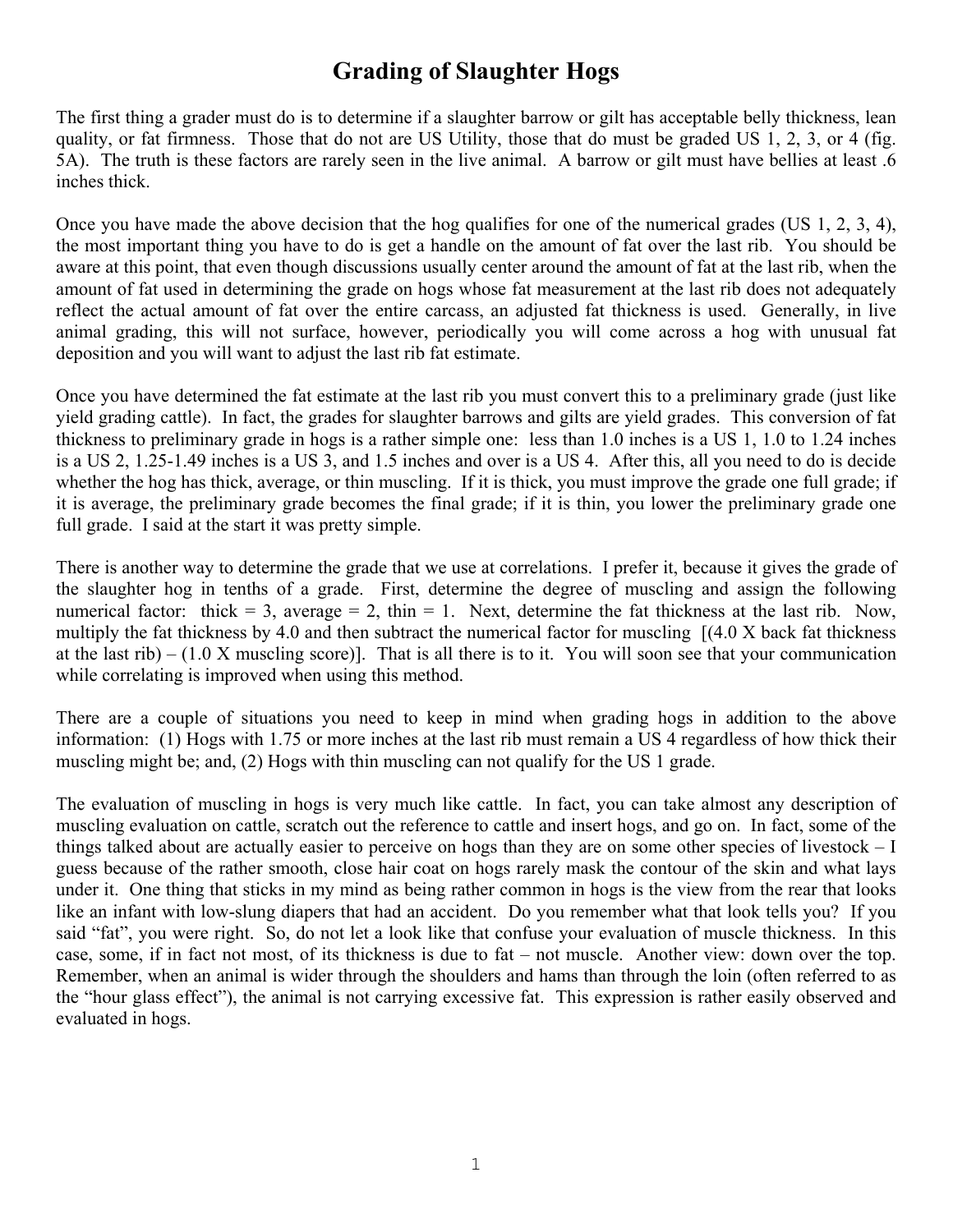# Grading of Slaughter Hogs

The first thing a grader must do is to determine if a slaughter barrow or gilt has acceptable belly thickness, lean quality, or fat firmness. Those that do not are US Utility, those that do must be graded US 1, 2, 3, or 4 (fig. 5A). The truth is these factors are rarely seen in the live animal. A barrow or gilt must have bellies at least .6 inches thick.

Once you have made the above decision that the hog qualifies for one of the numerical grades (US 1, 2, 3, 4), the most important thing you have to do is get a handle on the amount of fat over the last rib. You should be aware at this point, that even though discussions usually center around the amount of fat at the last rib, when the amount of fat used in determining the grade on hogs whose fat measurement at the last rib does not adequately reflect the actual amount of fat over the entire carcass, an adjusted fat thickness is used. Generally, in live animal grading, this will not surface, however, periodically you will come across a hog with unusual fat deposition and you will want to adjust the last rib fat estimate.

Once you have determined the fat estimate at the last rib you must convert this to a preliminary grade (just like yield grading cattle). In fact, the grades for slaughter barrows and gilts are yield grades. This conversion of fat thickness to preliminary grade in hogs is a rather simple one: less than 1.0 inches is a US 1, 1.0 to 1.24 inches is a US 2, 1.25-1.49 inches is a US 3, and 1.5 inches and over is a US 4. After this, all you need to do is decide whether the hog has thick, average, or thin muscling. If it is thick, you must improve the grade one full grade; if it is average, the preliminary grade becomes the final grade; if it is thin, you lower the preliminary grade one full grade. I said at the start it was pretty simple.

There is another way to determine the grade that we use at correlations. I prefer it, because it gives the grade of the slaughter hog in tenths of a grade. First, determine the degree of muscling and assign the following numerical factor: thick = 3, average = 2, thin = 1. Next, determine the fat thickness at the last rib. Now, multiply the fat thickness by 4.0 and then subtract the numerical factor for muscling [(4.0 X back fat thickness at the last rib) – (1.0 X muscling score)]. That is all there is to it. You will soon see that your communication while correlating is improved when using this method.

There are a couple of situations you need to keep in mind when grading hogs in addition to the above information: (1) Hogs with 1.75 or more inches at the last rib must remain a US 4 regardless of how thick their muscling might be; and, (2) Hogs with thin muscling can not qualify for the US 1 grade.

The evaluation of muscling in hogs is very much like cattle. In fact, you can take almost any description of muscling evaluation on cattle, scratch out the reference to cattle and insert hogs, and go on. In fact, some of the things talked about are actually easier to perceive on hogs than they are on some other species of livestock – I guess because of the rather smooth, close hair coat on hogs rarely mask the contour of the skin and what lays under it. One thing that sticks in my mind as being rather common in hogs is the view from the rear that looks like an infant with low-slung diapers that had an accident. Do you remember what that look tells you? If you said "fat", you were right. So, do not let a look like that confuse your evaluation of muscle thickness. In this case, some, if in fact not most, of its thickness is due to fat – not muscle. Another view: down over the top. Remember, when an animal is wider through the shoulders and hams than through the loin (often referred to as the "hour glass effect"), the animal is not carrying excessive fat. This expression is rather easily observed and evaluated in hogs.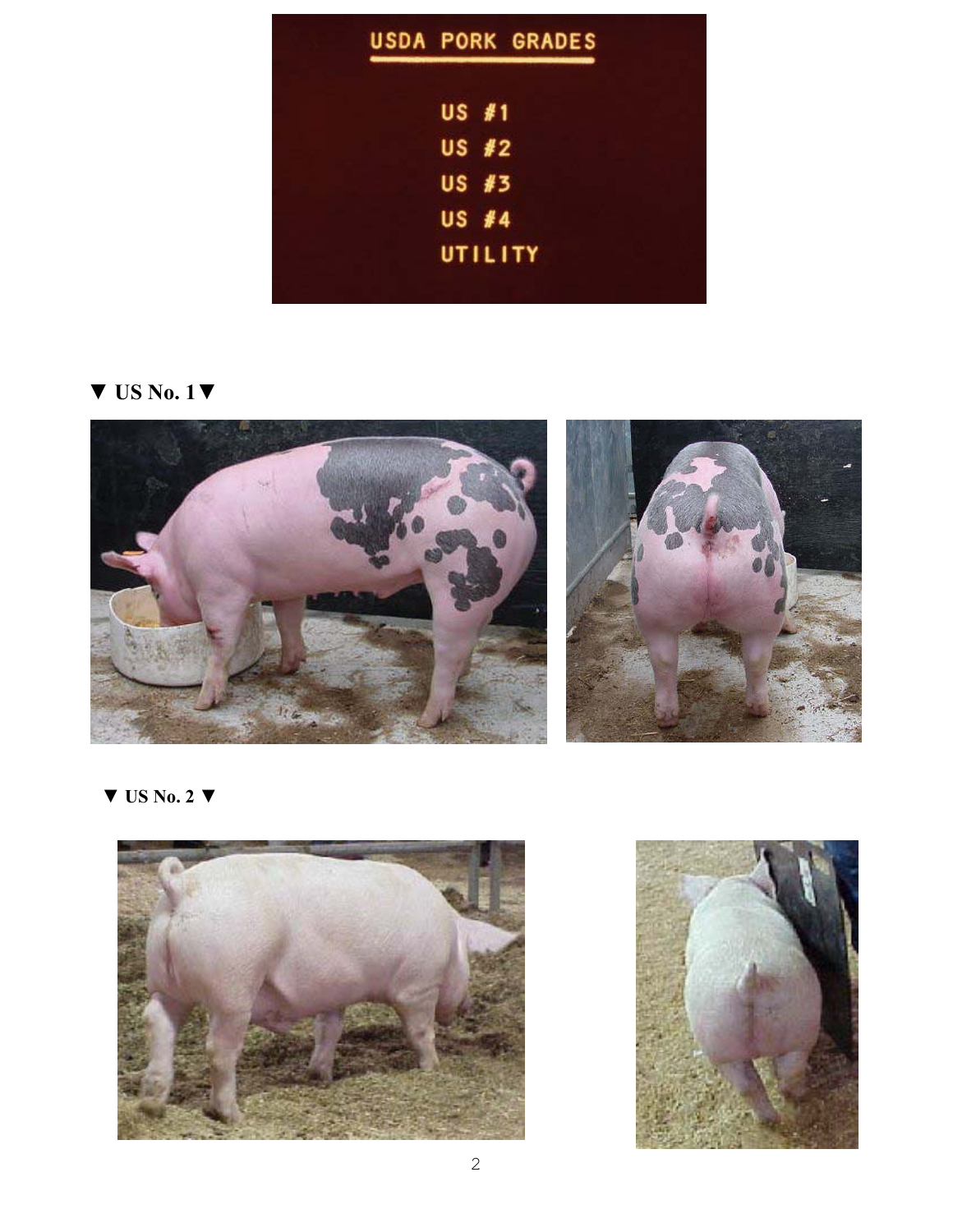USDA PORK GRADES

US #1
US #2
US #3
US #4
UTILITY

▼ US No. 1 ▼

▼ US No. 2 ▼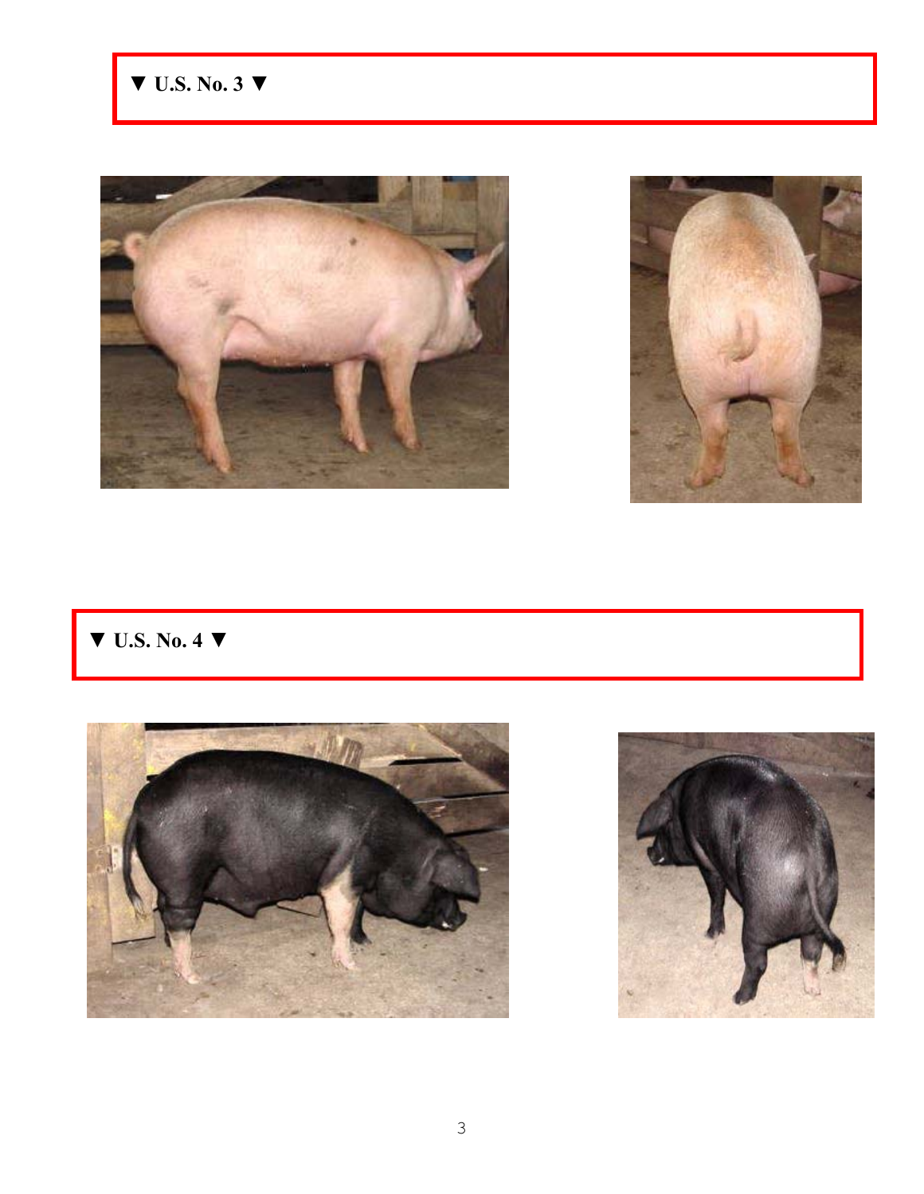▼ U.S. No. 3 ▼

▼ U.S. No. 4 ▼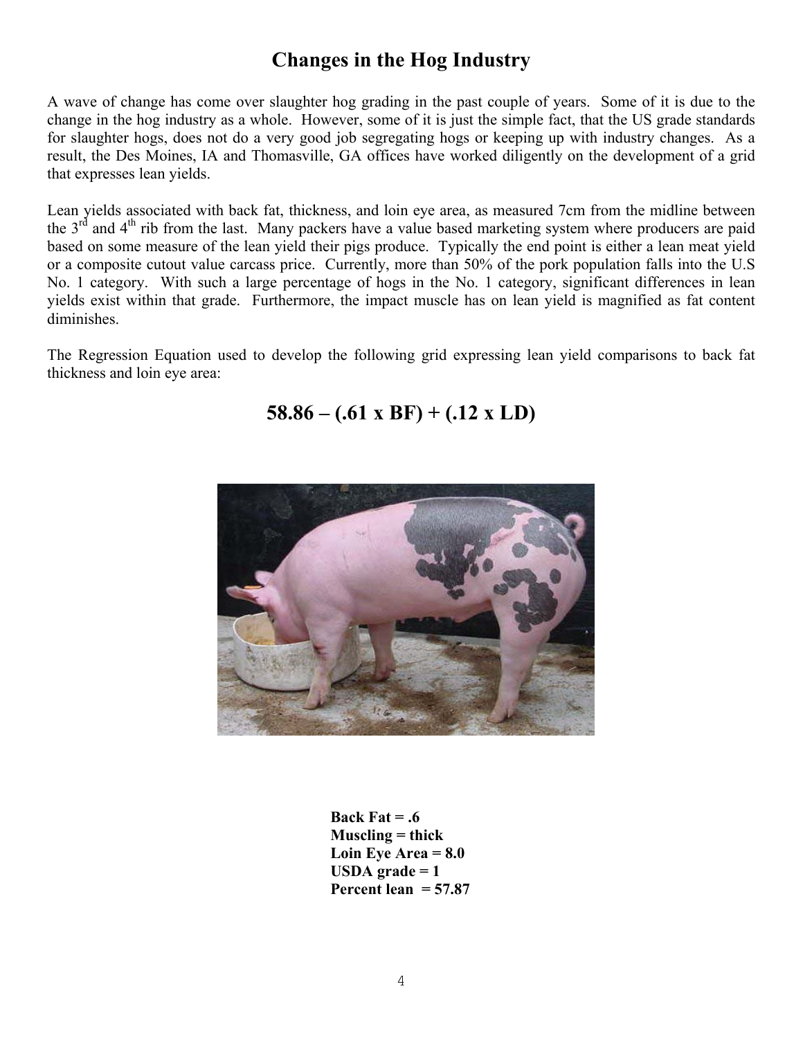# Changes in the Hog Industry

A wave of change has come over slaughter hog grading in the past couple of years. Some of it is due to the change in the hog industry as a whole. However, some of it is just the simple fact, that the US grade standards for slaughter hogs, does not do a very good job segregating hogs or keeping up with industry changes. As a result, the Des Moines, IA and Thomasville, GA offices have worked diligently on the development of a grid that expresses lean yields.

Lean yields associated with back fat, thickness, and loin eye area, as measured 7cm from the midline between the 3rd and 4th rib from the last. Many packers have a value based marketing system where producers are paid based on some measure of the lean yield their pigs produce. Typically the end point is either a lean meat yield or a composite cutout value carcass price. Currently, more than 50% of the pork population falls into the U.S No. 1 category. With such a large percentage of hogs in the No. 1 category, significant differences in lean yields exist within that grade. Furthermore, the impact muscle has on lean yield is magnified as fat content diminishes.

The Regression Equation used to develop the following grid expressing lean yield comparisons to back fat thickness and loin eye area:

$$58.86 - (.61 \times BF) + (.12 \times LD)$$

**Back Fat = .6**
**Muscling = thick**
**Loin Eye Area = 8.0**
**USDA grade = 1**
**Percent lean = 57.87**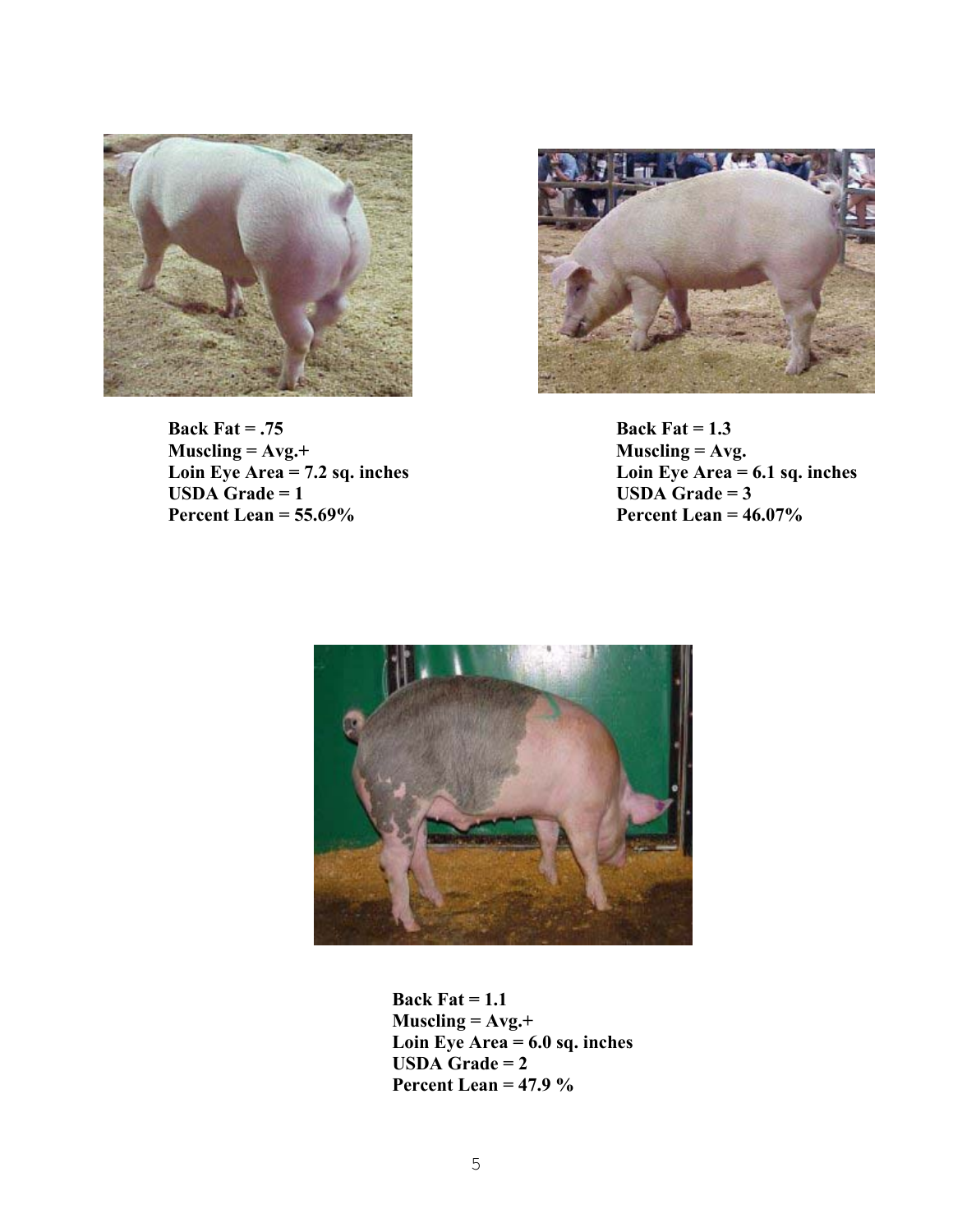**Back Fat = .75**
**Muscling = Avg.+**
**Loin Eye Area = 7.2 sq. inches**
**USDA Grade = 1**
**Percent Lean = 55.69%**

**Back Fat = 1.3**
**Muscling = Avg.**
**Loin Eye Area = 6.1 sq. inches**
**USDA Grade = 3**
**Percent Lean = 46.07%**

**Back Fat = 1.1**
**Muscling = Avg.+**
**Loin Eye Area = 6.0 sq. inches**
**USDA Grade = 2**
**Percent Lean = 47.9 %**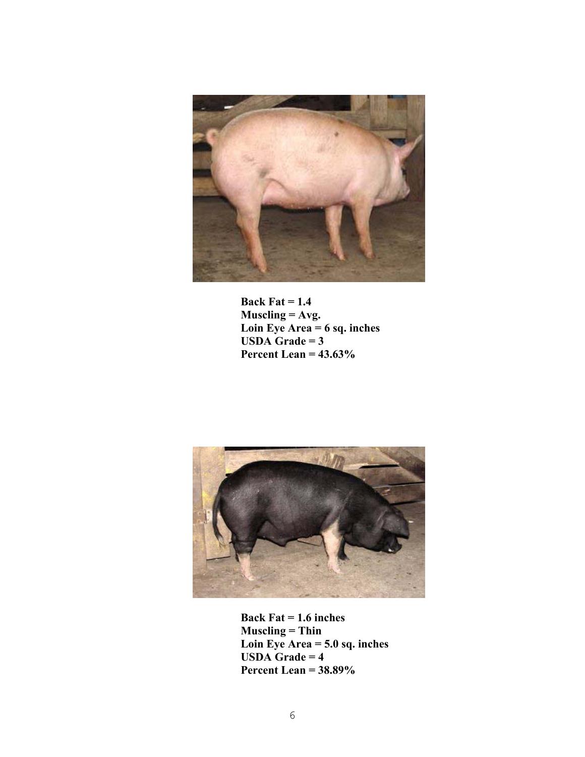**Back Fat = 1.4**
**Muscling = Avg.**
**Loin Eye Area = 6 sq. inches**
**USDA Grade = 3**
**Percent Lean = 43.63%**

**Back Fat = 1.6 inches**
**Muscling = Thin**
**Loin Eye Area = 5.0 sq. inches**
**USDA Grade = 4**
**Percent Lean = 38.89%**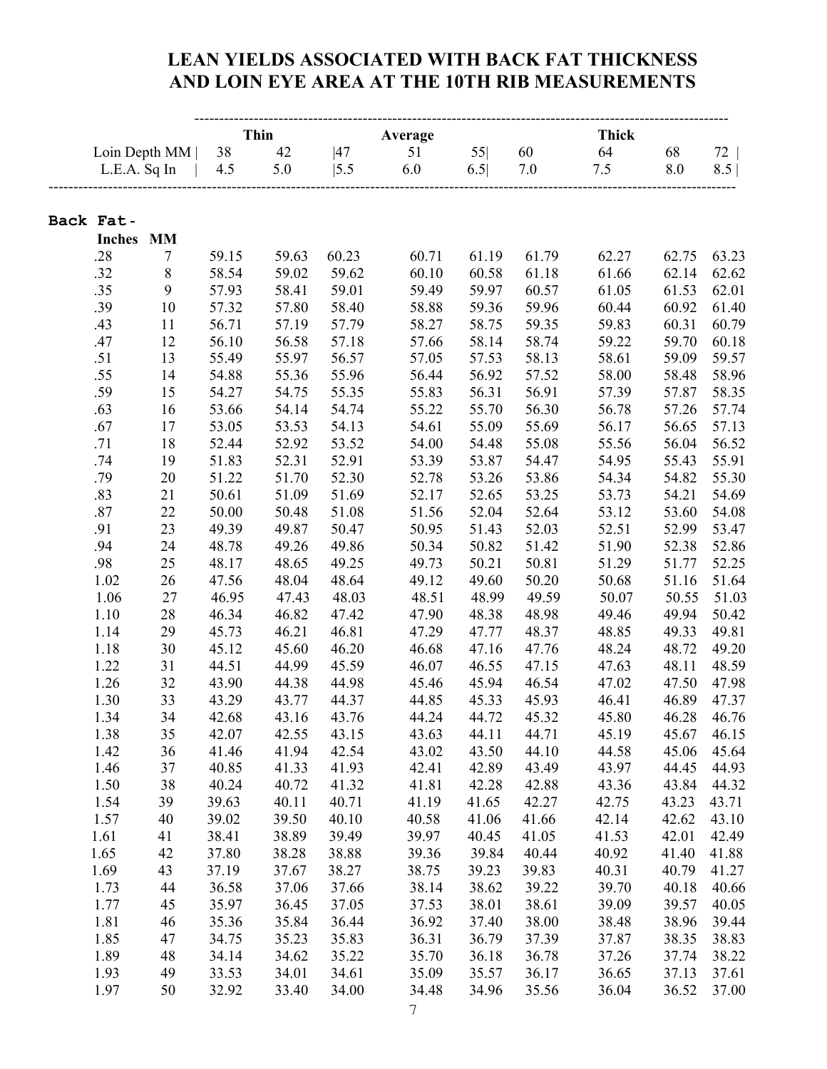# LEAN YIELDS ASSOCIATED WITH BACK FAT THICKNESS AND LOIN EYE AREA AT THE 10TH RIB MEASUREMENTS

| | | Thin | | | Average | | | Thick | | |
|---|---|---|---|---|---|---|---|---|---|---|
| | Loin Depth MM | 38 | 42 | 47 | 51 | 55 | 60 | 64 | 68 | 72 |
| | L.E.A. Sq In | 4.5 | 5.0 | 5.5 | 6.0 | 6.5 | 7.0 | 7.5 | 8.0 | 8.5 |
| **Back Fat-** | | | | | | | | | | |
| **Inches** | **MM** | | | | | | | | | |
| .28 | 7 | 59.15 | 59.63 | 60.23 | 60.71 | 61.19 | 61.79 | 62.27 | 62.75 | 63.23 |
| .32 | 8 | 58.54 | 59.02 | 59.62 | 60.10 | 60.58 | 61.18 | 61.66 | 62.14 | 62.62 |
| .35 | 9 | 57.93 | 58.41 | 59.01 | 59.49 | 59.97 | 60.57 | 61.05 | 61.53 | 62.01 |
| .39 | 10 | 57.32 | 57.80 | 58.40 | 58.88 | 59.36 | 59.96 | 60.44 | 60.92 | 61.40 |
| .43 | 11 | 56.71 | 57.19 | 57.79 | 58.27 | 58.75 | 59.35 | 59.83 | 60.31 | 60.79 |
| .47 | 12 | 56.10 | 56.58 | 57.18 | 57.66 | 58.14 | 58.74 | 59.22 | 59.70 | 60.18 |
| .51 | 13 | 55.49 | 55.97 | 56.57 | 57.05 | 57.53 | 58.13 | 58.61 | 59.09 | 59.57 |
| .55 | 14 | 54.88 | 55.36 | 55.96 | 56.44 | 56.92 | 57.52 | 58.00 | 58.48 | 58.96 |
| .59 | 15 | 54.27 | 54.75 | 55.35 | 55.83 | 56.31 | 56.91 | 57.39 | 57.87 | 58.35 |
| .63 | 16 | 53.66 | 54.14 | 54.74 | 55.22 | 55.70 | 56.30 | 56.78 | 57.26 | 57.74 |
| .67 | 17 | 53.05 | 53.53 | 54.13 | 54.61 | 55.09 | 55.69 | 56.17 | 56.65 | 57.13 |
| .71 | 18 | 52.44 | 52.92 | 53.52 | 54.00 | 54.48 | 55.08 | 55.56 | 56.04 | 56.52 |
| .74 | 19 | 51.83 | 52.31 | 52.91 | 53.39 | 53.87 | 54.47 | 54.95 | 55.43 | 55.91 |
| .79 | 20 | 51.22 | 51.70 | 52.30 | 52.78 | 53.26 | 53.86 | 54.34 | 54.82 | 55.30 |
| .83 | 21 | 50.61 | 51.09 | 51.69 | 52.17 | 52.65 | 53.25 | 53.73 | 54.21 | 54.69 |
| .87 | 22 | 50.00 | 50.48 | 51.08 | 51.56 | 52.04 | 52.64 | 53.12 | 53.60 | 54.08 |
| .91 | 23 | 49.39 | 49.87 | 50.47 | 50.95 | 51.43 | 52.03 | 52.51 | 52.99 | 53.47 |
| .94 | 24 | 48.78 | 49.26 | 49.86 | 50.34 | 50.82 | 51.42 | 51.90 | 52.38 | 52.86 |
| .98 | 25 | 48.17 | 48.65 | 49.25 | 49.73 | 50.21 | 50.81 | 51.29 | 51.77 | 52.25 |
| 1.02 | 26 | 47.56 | 48.04 | 48.64 | 49.12 | 49.60 | 50.20 | 50.68 | 51.16 | 51.64 |
| 1.06 | 27 | 46.95 | 47.43 | 48.03 | 48.51 | 48.99 | 49.59 | 50.07 | 50.55 | 51.03 |
| 1.10 | 28 | 46.34 | 46.82 | 47.42 | 47.90 | 48.38 | 48.98 | 49.46 | 49.94 | 50.42 |
| 1.14 | 29 | 45.73 | 46.21 | 46.81 | 47.29 | 47.77 | 48.37 | 48.85 | 49.33 | 49.81 |
| 1.18 | 30 | 45.12 | 45.60 | 46.20 | 46.68 | 47.16 | 47.76 | 48.24 | 48.72 | 49.20 |
| 1.22 | 31 | 44.51 | 44.99 | 45.59 | 46.07 | 46.55 | 47.15 | 47.63 | 48.11 | 48.59 |
| 1.26 | 32 | 43.90 | 44.38 | 44.98 | 45.46 | 45.94 | 46.54 | 47.02 | 47.50 | 47.98 |
| 1.30 | 33 | 43.29 | 43.77 | 44.37 | 44.85 | 45.33 | 45.93 | 46.41 | 46.89 | 47.37 |
| 1.34 | 34 | 42.68 | 43.16 | 43.76 | 44.24 | 44.72 | 45.32 | 45.80 | 46.28 | 46.76 |
| 1.38 | 35 | 42.07 | 42.55 | 43.15 | 43.63 | 44.11 | 44.71 | 45.19 | 45.67 | 46.15 |
| 1.42 | 36 | 41.46 | 41.94 | 42.54 | 43.02 | 43.50 | 44.10 | 44.58 | 45.06 | 45.64 |
| 1.46 | 37 | 40.85 | 41.33 | 41.93 | 42.41 | 42.89 | 43.49 | 43.97 | 44.45 | 44.93 |
| 1.50 | 38 | 40.24 | 40.72 | 41.32 | 41.81 | 42.28 | 42.88 | 43.36 | 43.84 | 44.32 |
| 1.54 | 39 | 39.63 | 40.11 | 40.71 | 41.19 | 41.65 | 42.27 | 42.75 | 43.23 | 43.71 |
| 1.57 | 40 | 39.02 | 39.50 | 40.10 | 40.58 | 41.06 | 41.66 | 42.14 | 42.62 | 43.10 |
| 1.61 | 41 | 38.41 | 38.89 | 39.49 | 39.97 | 40.45 | 41.05 | 41.53 | 42.01 | 42.49 |
| 1.65 | 42 | 37.80 | 38.28 | 38.88 | 39.36 | 39.84 | 40.44 | 40.92 | 41.40 | 41.88 |
| 1.69 | 43 | 37.19 | 37.67 | 38.27 | 38.75 | 39.23 | 39.83 | 40.31 | 40.79 | 41.27 |
| 1.73 | 44 | 36.58 | 37.06 | 37.66 | 38.14 | 38.62 | 39.22 | 39.70 | 40.18 | 40.66 |
| 1.77 | 45 | 35.97 | 36.45 | 37.05 | 37.53 | 38.01 | 38.61 | 39.09 | 39.57 | 40.05 |
| 1.81 | 46 | 35.36 | 35.84 | 36.44 | 36.92 | 37.40 | 38.00 | 38.48 | 38.96 | 39.44 |
| 1.85 | 47 | 34.75 | 35.23 | 35.83 | 36.31 | 36.79 | 37.39 | 37.87 | 38.35 | 38.83 |
| 1.89 | 48 | 34.14 | 34.62 | 35.22 | 35.70 | 36.18 | 36.78 | 37.26 | 37.74 | 38.22 |
| 1.93 | 49 | 33.53 | 34.01 | 34.61 | 35.09 | 35.57 | 36.17 | 36.65 | 37.13 | 37.61 |
| 1.97 | 50 | 32.92 | 33.40 | 34.00 | 34.48 | 34.96 | 35.56 | 36.04 | 36.52 | 37.00 |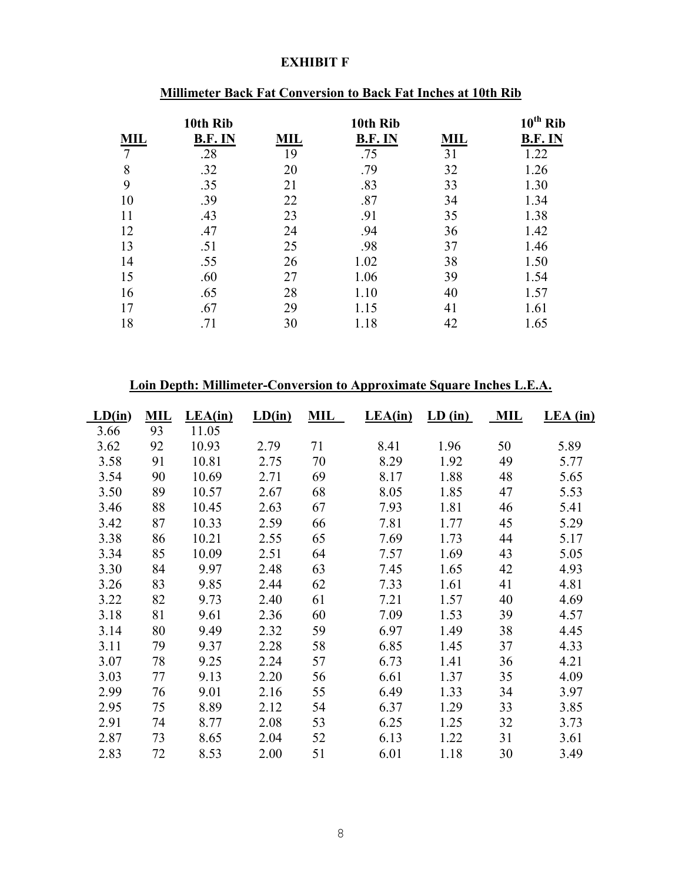# EXHIBIT F

## Millimeter Back Fat Conversion to Back Fat Inches at 10th Rib

| MIL | 10th Rib B.F. IN | MIL | 10th Rib B.F. IN | MIL | 10th Rib B.F. IN |
|---|---|---|---|---|---|
| 7 | .28 | 19 | .75 | 31 | 1.22 |
| 8 | .32 | 20 | .79 | 32 | 1.26 |
| 9 | .35 | 21 | .83 | 33 | 1.30 |
| 10 | .39 | 22 | .87 | 34 | 1.34 |
| 11 | .43 | 23 | .91 | 35 | 1.38 |
| 12 | .47 | 24 | .94 | 36 | 1.42 |
| 13 | .51 | 25 | .98 | 37 | 1.46 |
| 14 | .55 | 26 | 1.02 | 38 | 1.50 |
| 15 | .60 | 27 | 1.06 | 39 | 1.54 |
| 16 | .65 | 28 | 1.10 | 40 | 1.57 |
| 17 | .67 | 29 | 1.15 | 41 | 1.61 |
| 18 | .71 | 30 | 1.18 | 42 | 1.65 |

## Loin Depth: Millimeter-Conversion to Approximate Square Inches L.E.A.

| LD(in) | MIL | LEA(in) | LD(in) | MIL | LEA(in) | LD (in) | MIL | LEA (in) |
|---|---|---|---|---|---|---|---|---|
| 3.66 | 93 | 11.05 | | | | | | |
| 3.62 | 92 | 10.93 | 2.79 | 71 | 8.41 | 1.96 | 50 | 5.89 |
| 3.58 | 91 | 10.81 | 2.75 | 70 | 8.29 | 1.92 | 49 | 5.77 |
| 3.54 | 90 | 10.69 | 2.71 | 69 | 8.17 | 1.88 | 48 | 5.65 |
| 3.50 | 89 | 10.57 | 2.67 | 68 | 8.05 | 1.85 | 47 | 5.53 |
| 3.46 | 88 | 10.45 | 2.63 | 67 | 7.93 | 1.81 | 46 | 5.41 |
| 3.42 | 87 | 10.33 | 2.59 | 66 | 7.81 | 1.77 | 45 | 5.29 |
| 3.38 | 86 | 10.21 | 2.55 | 65 | 7.69 | 1.73 | 44 | 5.17 |
| 3.34 | 85 | 10.09 | 2.51 | 64 | 7.57 | 1.69 | 43 | 5.05 |
| 3.30 | 84 | 9.97 | 2.48 | 63 | 7.45 | 1.65 | 42 | 4.93 |
| 3.26 | 83 | 9.85 | 2.44 | 62 | 7.33 | 1.61 | 41 | 4.81 |
| 3.22 | 82 | 9.73 | 2.40 | 61 | 7.21 | 1.57 | 40 | 4.69 |
| 3.18 | 81 | 9.61 | 2.36 | 60 | 7.09 | 1.53 | 39 | 4.57 |
| 3.14 | 80 | 9.49 | 2.32 | 59 | 6.97 | 1.49 | 38 | 4.45 |
| 3.11 | 79 | 9.37 | 2.28 | 58 | 6.85 | 1.45 | 37 | 4.33 |
| 3.07 | 78 | 9.25 | 2.24 | 57 | 6.73 | 1.41 | 36 | 4.21 |
| 3.03 | 77 | 9.13 | 2.20 | 56 | 6.61 | 1.37 | 35 | 4.09 |
| 2.99 | 76 | 9.01 | 2.16 | 55 | 6.49 | 1.33 | 34 | 3.97 |
| 2.95 | 75 | 8.89 | 2.12 | 54 | 6.37 | 1.29 | 33 | 3.85 |
| 2.91 | 74 | 8.77 | 2.08 | 53 | 6.25 | 1.25 | 32 | 3.73 |
| 2.87 | 73 | 8.65 | 2.04 | 52 | 6.13 | 1.22 | 31 | 3.61 |
| 2.83 | 72 | 8.53 | 2.00 | 51 | 6.01 | 1.18 | 30 | 3.49 |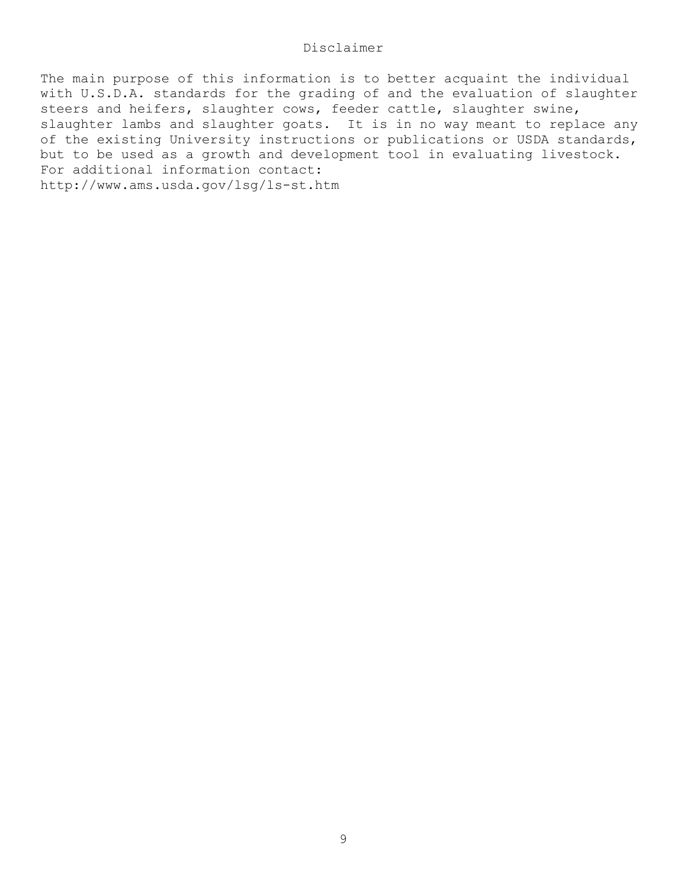# Disclaimer

The main purpose of this information is to better acquaint the individual with U.S.D.A. standards for the grading of and the evaluation of slaughter steers and heifers, slaughter cows, feeder cattle, slaughter swine, slaughter lambs and slaughter goats. It is in no way meant to replace any of the existing University instructions or publications or USDA standards, but to be used as a growth and development tool in evaluating livestock. For additional information contact: http://www.ams.usda.gov/lsg/ls-st.htm